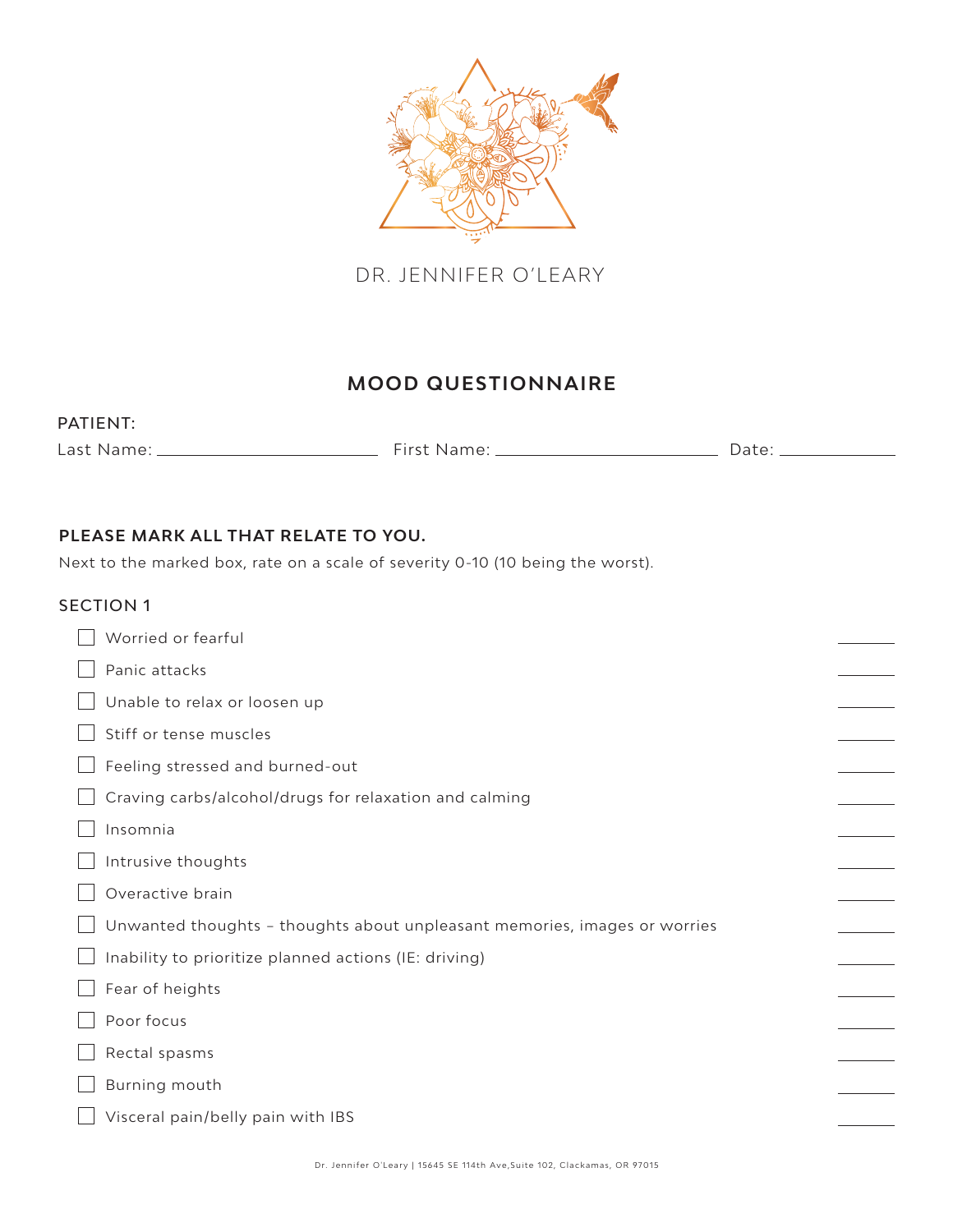DR. JENNIFER O'LEARY

# MOOD QUESTIONNAIRE

PATIENT:

Last Name: ____________________ First Name: ____________________ Date: ____________

## PLEASE MARK ALL THAT RELATE TO YOU.

Next to the marked box, rate on a scale of severity 0-10 (10 being the worst).

### SECTION 1

- [ ] Worried or fearful ______
- [ ] Panic attacks ______
- [ ] Unable to relax or loosen up ______
- [ ] Stiff or tense muscles ______
- [ ] Feeling stressed and burned-out ______
- [ ] Craving carbs/alcohol/drugs for relaxation and calming ______
- [ ] Insomnia ______
- [ ] Intrusive thoughts ______
- [ ] Overactive brain ______
- [ ] Unwanted thoughts – thoughts about unpleasant memories, images or worries ______
- [ ] Inability to prioritize planned actions (IE: driving) ______
- [ ] Fear of heights ______
- [ ] Poor focus ______
- [ ] Rectal spasms ______
- [ ] Burning mouth ______
- [ ] Visceral pain/belly pain with IBS ______

Dr. Jennifer O'Leary | 15645 SE 114th Ave,Suite 102, Clackamas, OR 97015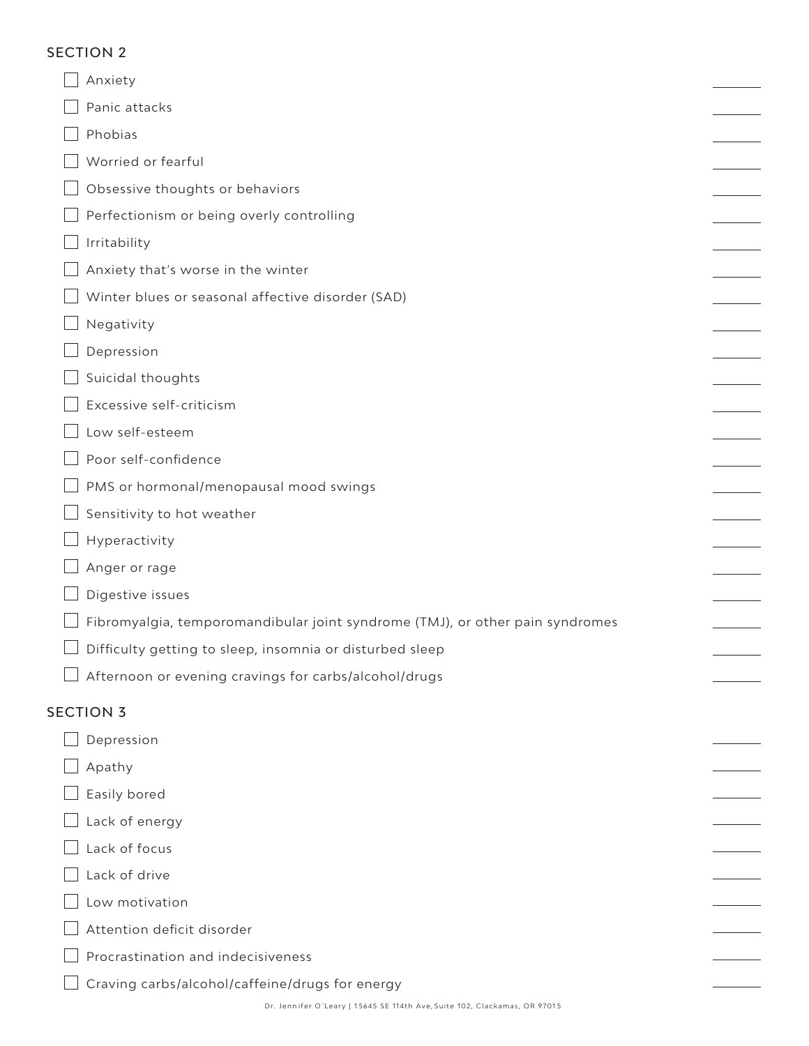## SECTION 2

- [ ] Anxiety ______
- [ ] Panic attacks ______
- [ ] Phobias ______
- [ ] Worried or fearful ______
- [ ] Obsessive thoughts or behaviors ______
- [ ] Perfectionism or being overly controlling ______
- [ ] Irritability ______
- [ ] Anxiety that's worse in the winter ______
- [ ] Winter blues or seasonal affective disorder (SAD) ______
- [ ] Negativity ______
- [ ] Depression ______
- [ ] Suicidal thoughts ______
- [ ] Excessive self-criticism ______
- [ ] Low self-esteem ______
- [ ] Poor self-confidence ______
- [ ] PMS or hormonal/menopausal mood swings ______
- [ ] Sensitivity to hot weather ______
- [ ] Hyperactivity ______
- [ ] Anger or rage ______
- [ ] Digestive issues ______
- [ ] Fibromyalgia, temporomandibular joint syndrome (TMJ), or other pain syndromes ______
- [ ] Difficulty getting to sleep, insomnia or disturbed sleep ______
- [ ] Afternoon or evening cravings for carbs/alcohol/drugs ______

## SECTION 3

- [ ] Depression ______
- [ ] Apathy ______
- [ ] Easily bored ______
- [ ] Lack of energy ______
- [ ] Lack of focus ______
- [ ] Lack of drive ______
- [ ] Low motivation ______
- [ ] Attention deficit disorder ______
- [ ] Procrastination and indecisiveness ______
- [ ] Craving carbs/alcohol/caffeine/drugs for energy ______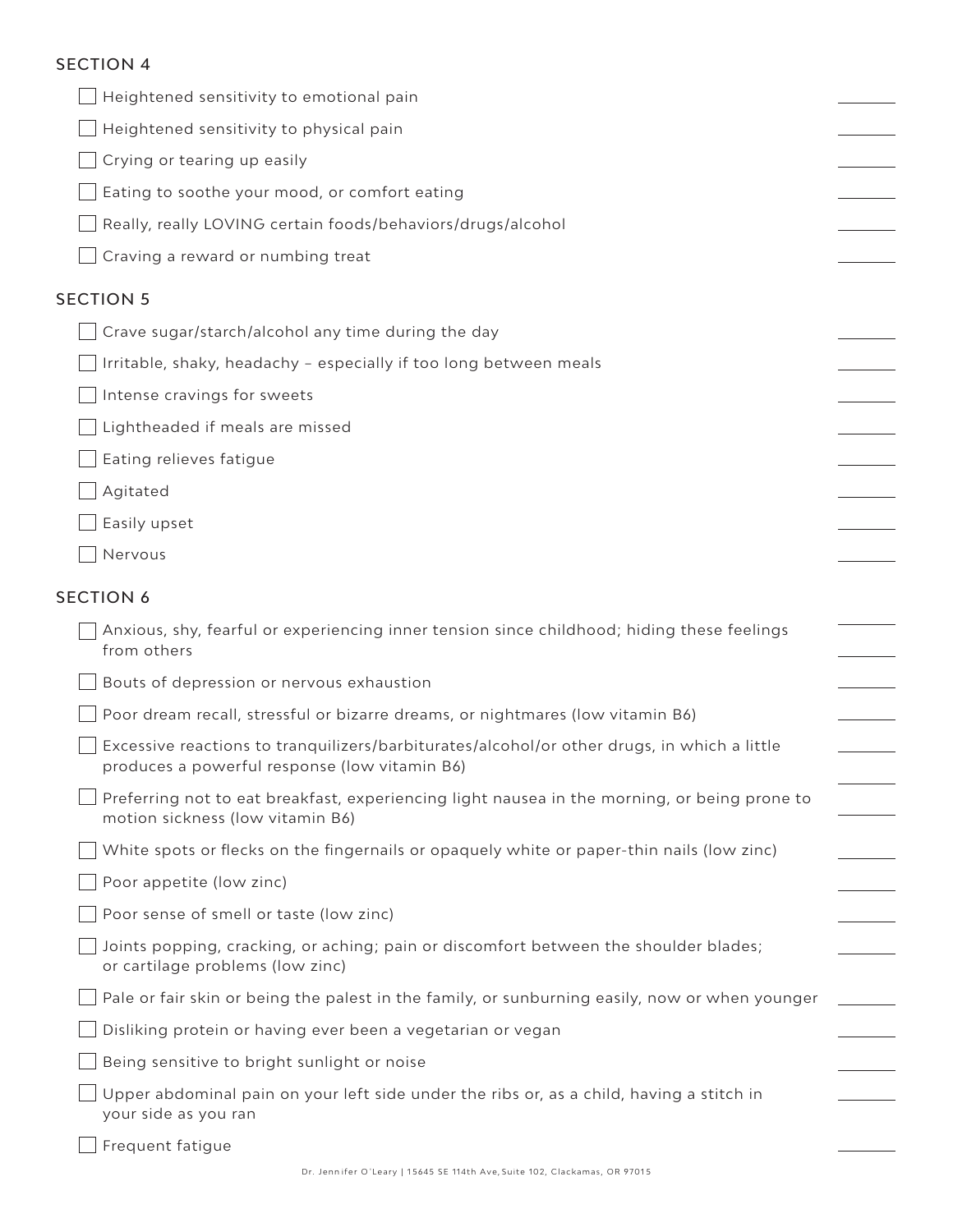## SECTION 4

- [ ] Heightened sensitivity to emotional pain ________
- [ ] Heightened sensitivity to physical pain ________
- [ ] Crying or tearing up easily ________
- [ ] Eating to soothe your mood, or comfort eating ________
- [ ] Really, really LOVING certain foods/behaviors/drugs/alcohol ________
- [ ] Craving a reward or numbing treat ________

## SECTION 5

- [ ] Crave sugar/starch/alcohol any time during the day ________
- [ ] Irritable, shaky, headachy – especially if too long between meals ________
- [ ] Intense cravings for sweets ________
- [ ] Lightheaded if meals are missed ________
- [ ] Eating relieves fatigue ________
- [ ] Agitated ________
- [ ] Easily upset ________
- [ ] Nervous ________

## SECTION 6

- [ ] Anxious, shy, fearful or experiencing inner tension since childhood; hiding these feelings from others ________
- [ ] Bouts of depression or nervous exhaustion ________
- [ ] Poor dream recall, stressful or bizarre dreams, or nightmares (low vitamin B6) ________
- [ ] Excessive reactions to tranquilizers/barbiturates/alcohol/or other drugs, in which a little produces a powerful response (low vitamin B6) ________
- [ ] Preferring not to eat breakfast, experiencing light nausea in the morning, or being prone to motion sickness (low vitamin B6) ________
- [ ] White spots or flecks on the fingernails or opaquely white or paper-thin nails (low zinc) ________
- [ ] Poor appetite (low zinc) ________
- [ ] Poor sense of smell or taste (low zinc) ________
- [ ] Joints popping, cracking, or aching; pain or discomfort between the shoulder blades; or cartilage problems (low zinc) ________
- [ ] Pale or fair skin or being the palest in the family, or sunburning easily, now or when younger ________
- [ ] Disliking protein or having ever been a vegetarian or vegan ________
- [ ] Being sensitive to bright sunlight or noise ________
- [ ] Upper abdominal pain on your left side under the ribs or, as a child, having a stitch in your side as you ran ________
- [ ] Frequent fatigue ________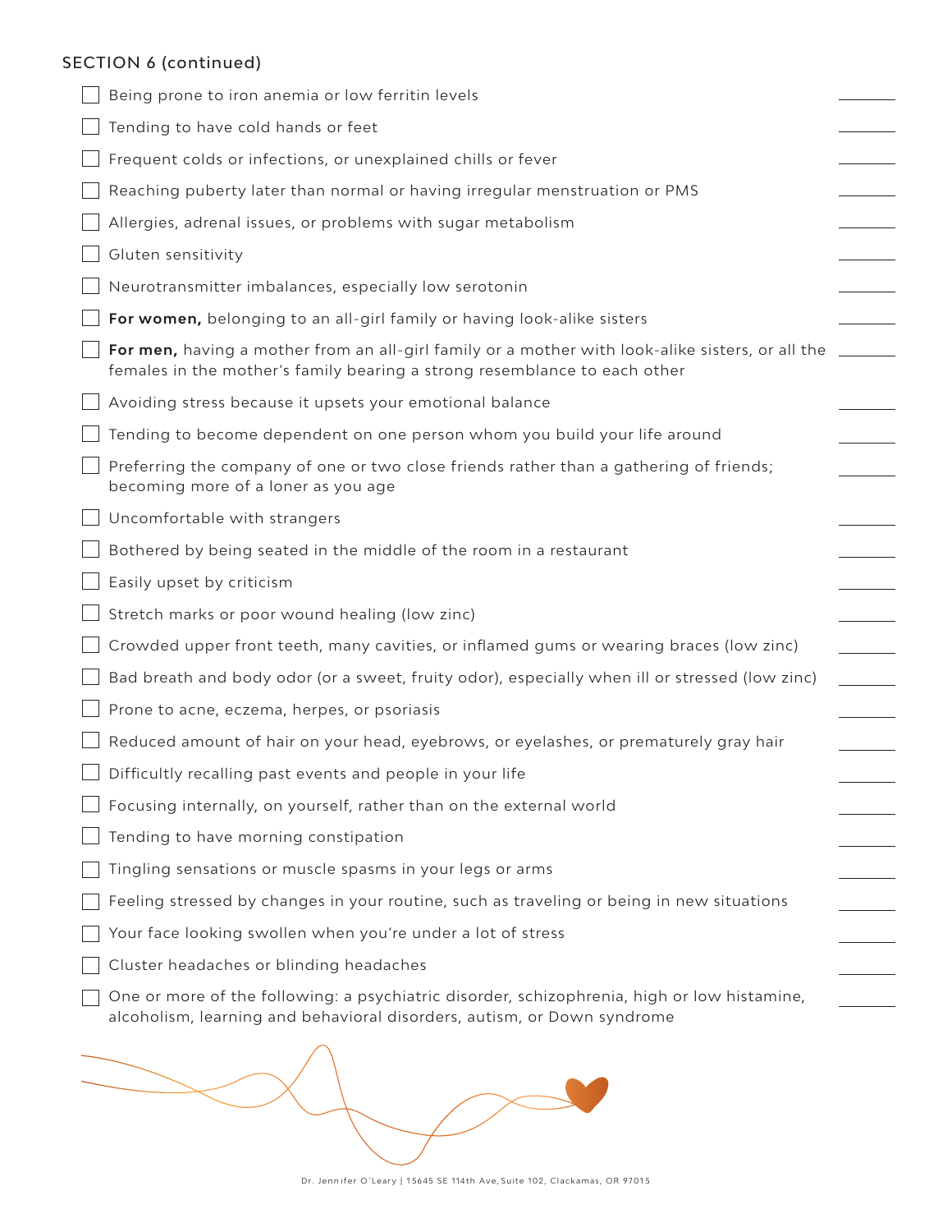## SECTION 6 (continued)

- [ ] Being prone to iron anemia or low ferritin levels ______
- [ ] Tending to have cold hands or feet ______
- [ ] Frequent colds or infections, or unexplained chills or fever ______
- [ ] Reaching puberty later than normal or having irregular menstruation or PMS ______
- [ ] Allergies, adrenal issues, or problems with sugar metabolism ______
- [ ] Gluten sensitivity ______
- [ ] Neurotransmitter imbalances, especially low serotonin ______
- [ ] **For women,** belonging to an all-girl family or having look-alike sisters ______
- [ ] **For men,** having a mother from an all-girl family or a mother with look-alike sisters, or all the females in the mother's family bearing a strong resemblance to each other ______
- [ ] Avoiding stress because it upsets your emotional balance ______
- [ ] Tending to become dependent on one person whom you build your life around ______
- [ ] Preferring the company of one or two close friends rather than a gathering of friends; becoming more of a loner as you age ______
- [ ] Uncomfortable with strangers ______
- [ ] Bothered by being seated in the middle of the room in a restaurant ______
- [ ] Easily upset by criticism ______
- [ ] Stretch marks or poor wound healing (low zinc) ______
- [ ] Crowded upper front teeth, many cavities, or inflamed gums or wearing braces (low zinc) ______
- [ ] Bad breath and body odor (or a sweet, fruity odor), especially when ill or stressed (low zinc) ______
- [ ] Prone to acne, eczema, herpes, or psoriasis ______
- [ ] Reduced amount of hair on your head, eyebrows, or eyelashes, or prematurely gray hair ______
- [ ] Difficultly recalling past events and people in your life ______
- [ ] Focusing internally, on yourself, rather than on the external world ______
- [ ] Tending to have morning constipation ______
- [ ] Tingling sensations or muscle spasms in your legs or arms ______
- [ ] Feeling stressed by changes in your routine, such as traveling or being in new situations ______
- [ ] Your face looking swollen when you're under a lot of stress ______
- [ ] Cluster headaches or blinding headaches ______
- [ ] One or more of the following: a psychiatric disorder, schizophrenia, high or low histamine, alcoholism, learning and behavioral disorders, autism, or Down syndrome ______